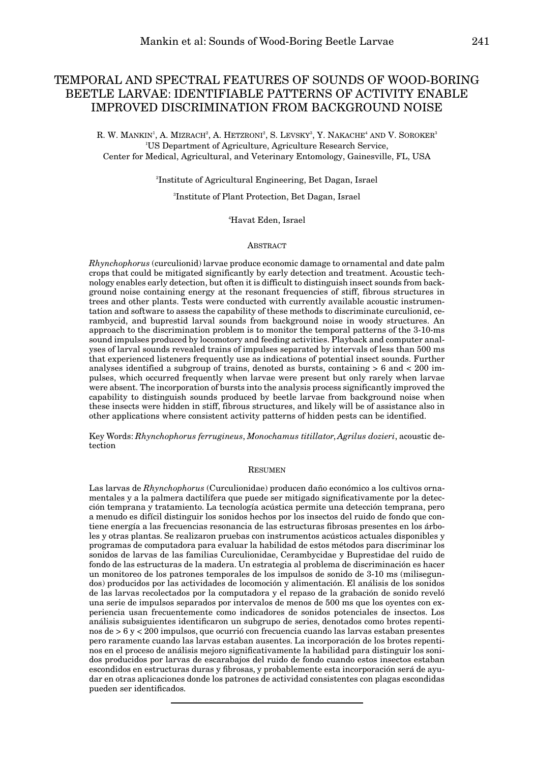# TEMPORAL AND SPECTRAL FEATURES OF SOUNDS OF WOOD-BORING BEETLE LARVAE: IDENTIFIABLE PATTERNS OF ACTIVITY ENABLE IMPROVED DISCRIMINATION FROM BACKGROUND NOISE

R. W. MANKIN[1], A. MIZRACH[2], A. HETZRONI[2], S. LEVSKY[3], Y. NAKACHE[4] AND V. SOROKER[3]

[1]US Department of Agriculture, Agriculture Research Service, Center for Medical, Agricultural, and Veterinary Entomology, Gainesville, FL, USA

[2]Institute of Agricultural Engineering, Bet Dagan, Israel

[3]Institute of Plant Protection, Bet Dagan, Israel

[4]Havat Eden, Israel

## ABSTRACT

*Rhynchophorus* (curculionid) larvae produce economic damage to ornamental and date palm crops that could be mitigated significantly by early detection and treatment. Acoustic technology enables early detection, but often it is difficult to distinguish insect sounds from background noise containing energy at the resonant frequencies of stiff, fibrous structures in trees and other plants. Tests were conducted with currently available acoustic instrumentation and software to assess the capability of these methods to discriminate curculionid, cerambycid, and buprestid larval sounds from background noise in woody structures. An approach to the discrimination problem is to monitor the temporal patterns of the 3-10-ms sound impulses produced by locomotory and feeding activities. Playback and computer analyses of larval sounds revealed trains of impulses separated by intervals of less than 500 ms that experienced listeners frequently use as indications of potential insect sounds. Further analyses identified a subgroup of trains, denoted as bursts, containing > 6 and < 200 impulses, which occurred frequently when larvae were present but only rarely when larvae were absent. The incorporation of bursts into the analysis process significantly improved the capability to distinguish sounds produced by beetle larvae from background noise when these insects were hidden in stiff, fibrous structures, and likely will be of assistance also in other applications where consistent activity patterns of hidden pests can be identified.

Key Words: *Rhynchophorus ferrugineus*, *Monochamus titillator*, *Agrilus dozieri*, acoustic detection

## RESUMEN

Las larvas de *Rhynchophorus* (Curculionidae) producen daño económico a los cultivos ornamentales y a la palmera dactilífera que puede ser mitigado significativamente por la detección temprana y tratamiento. La tecnología acústica permite una detección temprana, pero a menudo es difícil distinguir los sonidos hechos por los insectos del ruido de fondo que contiene energía a las frecuencias resonancia de las estructuras fibrosas presentes en los árboles y otras plantas. Se realizaron pruebas con instrumentos acústicos actuales disponibles y programas de computadora para evaluar la habilidad de estos métodos para discriminar los sonidos de larvas de las familias Curculionidae, Cerambycidae y Buprestidae del ruido de fondo de las estructuras de la madera. Un estrategia al problema de discriminación es hacer un monitoreo de los patrones temporales de los impulsos de sonido de 3-10 ms (milisegundos) producidos por las actividades de locomoción y alimentación. El análisis de los sonidos de las larvas recolectados por la computadora y el repaso de la grabación de sonido reveló una serie de impulsos separados por intervalos de menos de 500 ms que los oyentes con experiencia usan frecuentemente como indicadores de sonidos potenciales de insectos. Los análisis subsiguientes identificaron un subgrupo de series, denotados como brotes repentinos de > 6 y < 200 impulsos, que ocurrió con frecuencia cuando las larvas estaban presentes pero raramente cuando las larvas estaban ausentes. La incorporación de los brotes repentinos en el proceso de análisis mejoro significativamente la habilidad para distinguir los sonidos producidos por larvas de escarabajos del ruido de fondo cuando estos insectos estaban escondidos en estructuras duras y fibrosas, y probablemente esta incorporación será de ayudar en otras aplicaciones donde los patrones de actividad consistentes con plagas escondidas pueden ser identificados.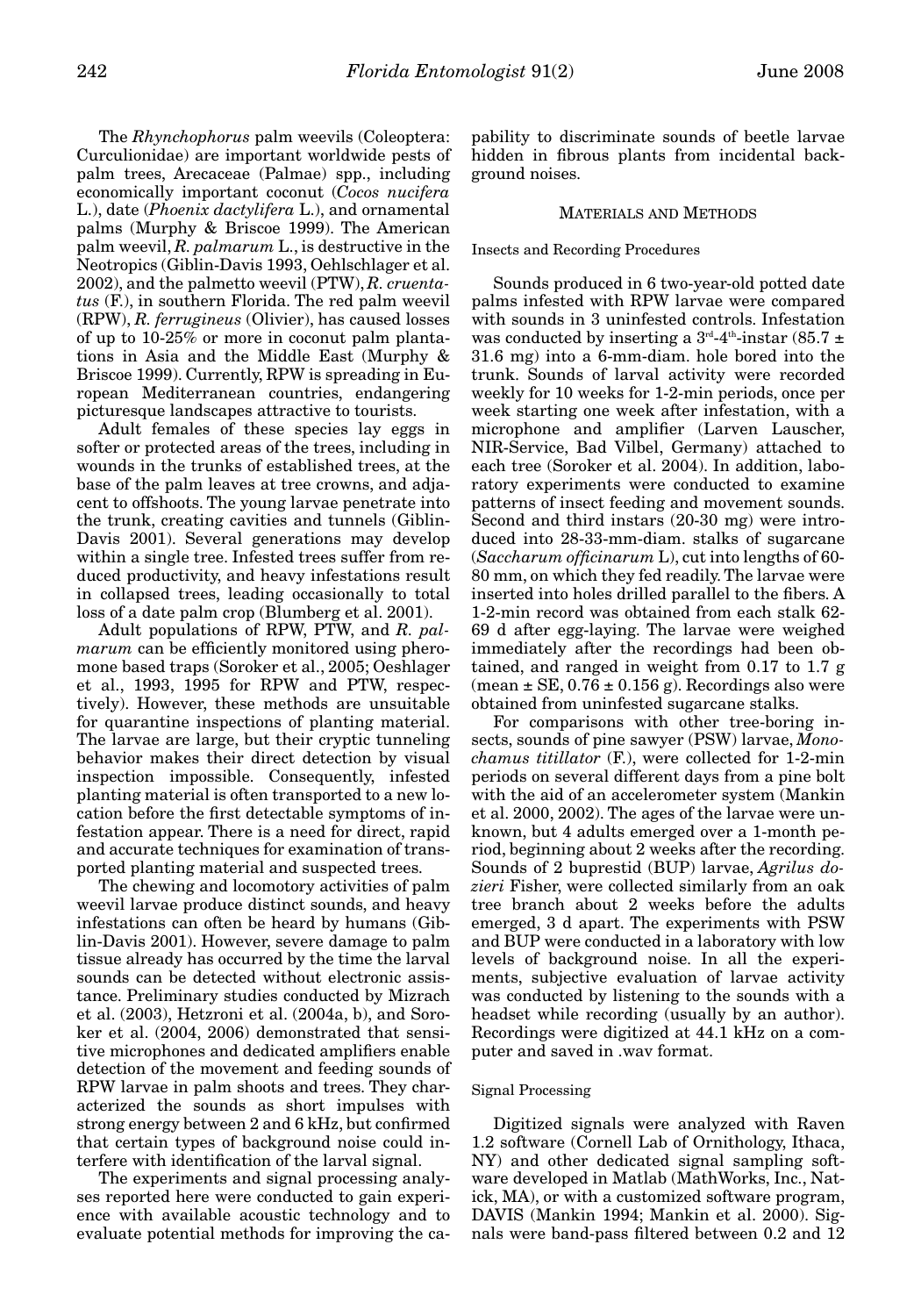The *Rhynchophorus* palm weevils (Coleoptera: Curculionidae) are important worldwide pests of palm trees, Arecaceae (Palmae) spp., including economically important coconut (*Cocos nucifera* L.), date (*Phoenix dactylifera* L.), and ornamental palms (Murphy & Briscoe 1999). The American palm weevil, *R. palmarum* L., is destructive in the Neotropics (Giblin-Davis 1993, Oehlschlager et al. 2002), and the palmetto weevil (PTW), *R. cruentatus* (F.), in southern Florida. The red palm weevil (RPW), *R. ferrugineus* (Olivier), has caused losses of up to 10-25% or more in coconut palm plantations in Asia and the Middle East (Murphy & Briscoe 1999). Currently, RPW is spreading in European Mediterranean countries, endangering picturesque landscapes attractive to tourists.

Adult females of these species lay eggs in softer or protected areas of the trees, including in wounds in the trunks of established trees, at the base of the palm leaves at tree crowns, and adjacent to offshoots. The young larvae penetrate into the trunk, creating cavities and tunnels (Giblin-Davis 2001). Several generations may develop within a single tree. Infested trees suffer from reduced productivity, and heavy infestations result in collapsed trees, leading occasionally to total loss of a date palm crop (Blumberg et al. 2001).

Adult populations of RPW, PTW, and *R. palmarum* can be efficiently monitored using pheromone based traps (Soroker et al., 2005; Oeshlager et al., 1993, 1995 for RPW and PTW, respectively). However, these methods are unsuitable for quarantine inspections of planting material. The larvae are large, but their cryptic tunneling behavior makes their direct detection by visual inspection impossible. Consequently, infested planting material is often transported to a new location before the first detectable symptoms of infestation appear. There is a need for direct, rapid and accurate techniques for examination of transported planting material and suspected trees.

The chewing and locomotory activities of palm weevil larvae produce distinct sounds, and heavy infestations can often be heard by humans (Giblin-Davis 2001). However, severe damage to palm tissue already has occurred by the time the larval sounds can be detected without electronic assistance. Preliminary studies conducted by Mizrach et al. (2003), Hetzroni et al. (2004a, b), and Soroker et al. (2004, 2006) demonstrated that sensitive microphones and dedicated amplifiers enable detection of the movement and feeding sounds of RPW larvae in palm shoots and trees. They characterized the sounds as short impulses with strong energy between 2 and 6 kHz, but confirmed that certain types of background noise could interfere with identification of the larval signal.

The experiments and signal processing analyses reported here were conducted to gain experience with available acoustic technology and to evaluate potential methods for improving the capability to discriminate sounds of beetle larvae hidden in fibrous plants from incidental background noises.

## Materials and Methods

### Insects and Recording Procedures

Sounds produced in 6 two-year-old potted date palms infested with RPW larvae were compared with sounds in 3 uninfested controls. Infestation was conducted by inserting a 3rd-4th-instar (85.7 ± 31.6 mg) into a 6-mm-diam. hole bored into the trunk. Sounds of larval activity were recorded weekly for 10 weeks for 1-2-min periods, once per week starting one week after infestation, with a microphone and amplifier (Larven Lauscher, NIR-Service, Bad Vilbel, Germany) attached to each tree (Soroker et al. 2004). In addition, laboratory experiments were conducted to examine patterns of insect feeding and movement sounds. Second and third instars (20-30 mg) were introduced into 28-33-mm-diam. stalks of sugarcane (*Saccharum officinarum* L), cut into lengths of 60-80 mm, on which they fed readily. The larvae were inserted into holes drilled parallel to the fibers. A 1-2-min record was obtained from each stalk 62-69 d after egg-laying. The larvae were weighed immediately after the recordings had been obtained, and ranged in weight from 0.17 to 1.7 g (mean ± SE, 0.76 ± 0.156 g). Recordings also were obtained from uninfested sugarcane stalks.

For comparisons with other tree-boring insects, sounds of pine sawyer (PSW) larvae, *Monochamus titillator* (F.), were collected for 1-2-min periods on several different days from a pine bolt with the aid of an accelerometer system (Mankin et al. 2000, 2002). The ages of the larvae were unknown, but 4 adults emerged over a 1-month period, beginning about 2 weeks after the recording. Sounds of 2 buprestid (BUP) larvae, *Agrilus dozieri* Fisher, were collected similarly from an oak tree branch about 2 weeks before the adults emerged, 3 d apart. The experiments with PSW and BUP were conducted in a laboratory with low levels of background noise. In all the experiments, subjective evaluation of larvae activity was conducted by listening to the sounds with a headset while recording (usually by an author). Recordings were digitized at 44.1 kHz on a computer and saved in .wav format.

### Signal Processing

Digitized signals were analyzed with Raven 1.2 software (Cornell Lab of Ornithology, Ithaca, NY) and other dedicated signal sampling software developed in Matlab (MathWorks, Inc., Natick, MA), or with a customized software program, DAVIS (Mankin 1994; Mankin et al. 2000). Signals were band-pass filtered between 0.2 and 12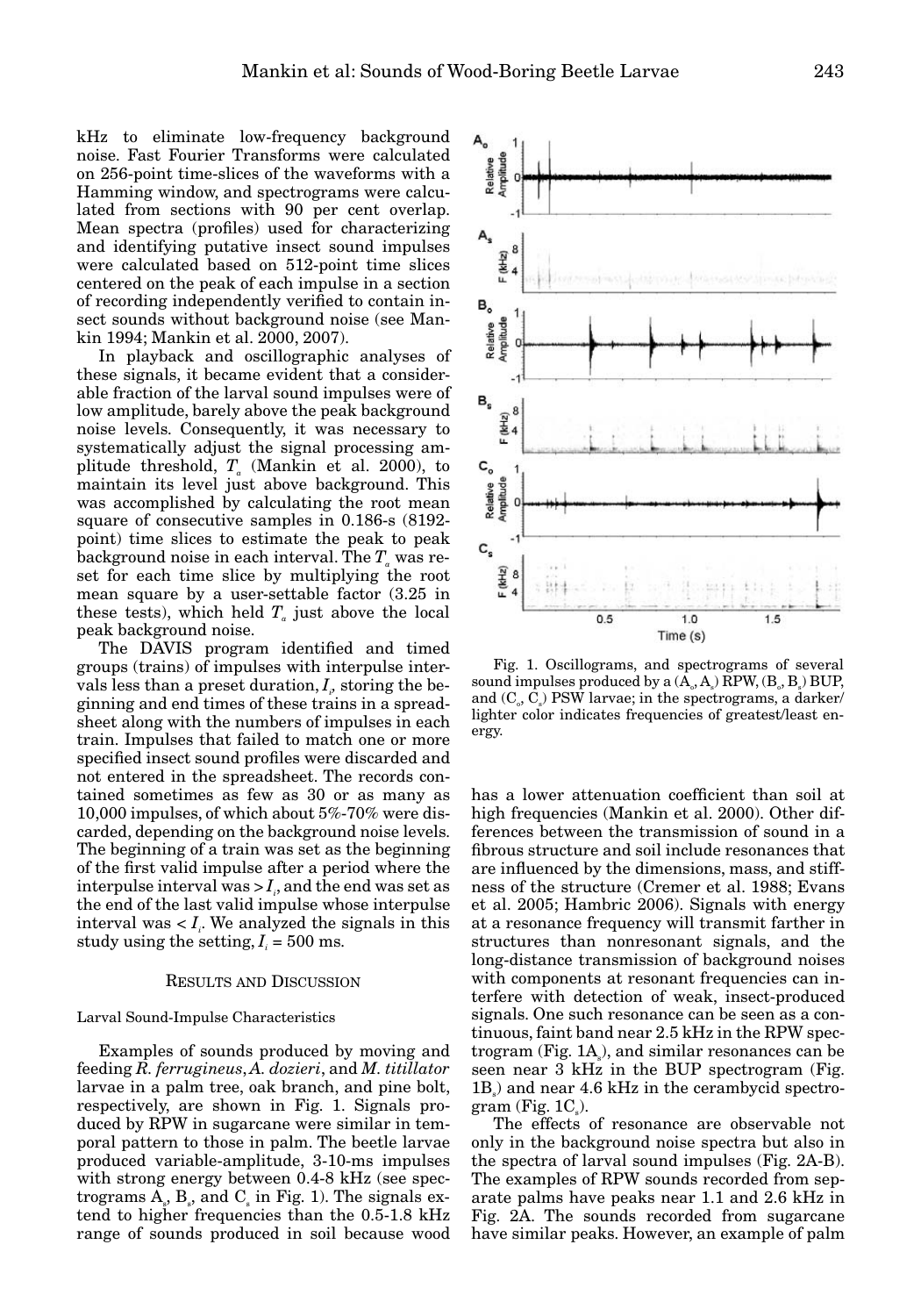kHz to eliminate low-frequency background noise. Fast Fourier Transforms were calculated on 256-point time-slices of the waveforms with a Hamming window, and spectrograms were calculated from sections with 90 per cent overlap. Mean spectra (profiles) used for characterizing and identifying putative insect sound impulses were calculated based on 512-point time slices centered on the peak of each impulse in a section of recording independently verified to contain insect sounds without background noise (see Mankin 1994; Mankin et al. 2000, 2007).

In playback and oscillographic analyses of these signals, it became evident that a considerable fraction of the larval sound impulses were of low amplitude, barely above the peak background noise levels. Consequently, it was necessary to systematically adjust the signal processing amplitude threshold, $T_a$ (Mankin et al. 2000), to maintain its level just above background. This was accomplished by calculating the root mean square of consecutive samples in 0.186-s (8192-point) time slices to estimate the peak to peak background noise in each interval. The $T_a$ was reset for each time slice by multiplying the root mean square by a user-settable factor (3.25 in these tests), which held $T_a$ just above the local peak background noise.

The DAVIS program identified and timed groups (trains) of impulses with interpulse intervals less than a preset duration, $I_i$, storing the beginning and end times of these trains in a spreadsheet along with the numbers of impulses in each train. Impulses that failed to match one or more specified insect sound profiles were discarded and not entered in the spreadsheet. The records contained sometimes as few as 30 or as many as 10,000 impulses, of which about 5%-70% were discarded, depending on the background noise levels. The beginning of a train was set as the beginning of the first valid impulse after a period where the interpulse interval was $> I_i$, and the end was set as the end of the last valid impulse whose interpulse interval was $< I_i$. We analyzed the signals in this study using the setting, $I_i$ = 500 ms.

## RESULTS AND DISCUSSION

### Larval Sound-Impulse Characteristics

Examples of sounds produced by moving and feeding *R. ferrugineus*, *A. dozieri*, and *M. titillator* larvae in a palm tree, oak branch, and pine bolt, respectively, are shown in Fig. 1. Signals produced by RPW in sugarcane were similar in temporal pattern to those in palm. The beetle larvae produced variable-amplitude, 3-10-ms impulses with strong energy between 0.4-8 kHz (see spectrograms $A_s$, $B_s$, and $C_s$ in Fig. 1). The signals extend to higher frequencies than the 0.5-1.8 kHz range of sounds produced in soil because wood

Fig. 1. Oscillograms, and spectrograms of several sound impulses produced by a ($A_o$, $A_s$) RPW, ($B_o$, $B_s$) BUP, and ($C_o$, $C_s$) PSW larvae; in the spectrograms, a darker/lighter color indicates frequencies of greatest/least energy.

has a lower attenuation coefficient than soil at high frequencies (Mankin et al. 2000). Other differences between the transmission of sound in a fibrous structure and soil include resonances that are influenced by the dimensions, mass, and stiffness of the structure (Cremer et al. 1988; Evans et al. 2005; Hambric 2006). Signals with energy at a resonance frequency will transmit farther in structures than nonresonant signals, and the long-distance transmission of background noises with components at resonant frequencies can interfere with detection of weak, insect-produced signals. One such resonance can be seen as a continuous, faint band near 2.5 kHz in the RPW spectrogram (Fig. $1A_s$), and similar resonances can be seen near 3 kHz in the BUP spectrogram (Fig. $1B_s$) and near 4.6 kHz in the cerambycid spectrogram (Fig. $1C_s$).

The effects of resonance are observable not only in the background noise spectra but also in the spectra of larval sound impulses (Fig. 2A-B). The examples of RPW sounds recorded from separate palms have peaks near 1.1 and 2.6 kHz in Fig. 2A. The sounds recorded from sugarcane have similar peaks. However, an example of palm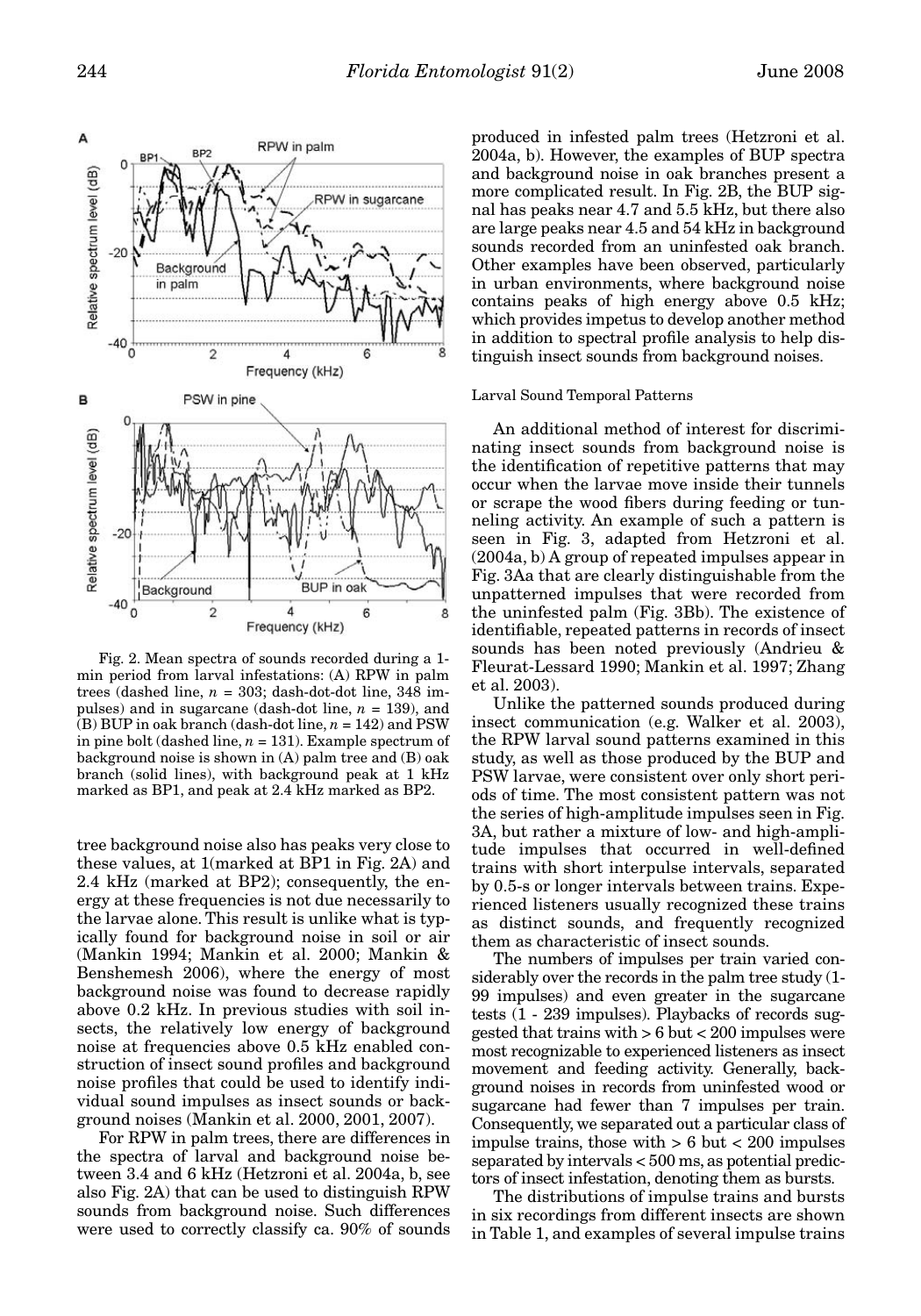Fig. 2. Mean spectra of sounds recorded during a 1-min period from larval infestations: (A) RPW in palm trees (dashed line, $n$ = 303; dash-dot-dot line, 348 impulses) and in sugarcane (dash-dot line, $n$ = 139), and (B) BUP in oak branch (dash-dot line, $n$ = 142) and PSW in pine bolt (dashed line, $n$ = 131). Example spectrum of background noise is shown in (A) palm tree and (B) oak branch (solid lines), with background peak at 1 kHz marked as BP1, and peak at 2.4 kHz marked as BP2.

tree background noise also has peaks very close to these values, at 1(marked at BP1 in Fig. 2A) and 2.4 kHz (marked at BP2); consequently, the energy at these frequencies is not due necessarily to the larvae alone. This result is unlike what is typically found for background noise in soil or air (Mankin 1994; Mankin et al. 2000; Mankin & Benshemesh 2006), where the energy of most background noise was found to decrease rapidly above 0.2 kHz. In previous studies with soil insects, the relatively low energy of background noise at frequencies above 0.5 kHz enabled construction of insect sound profiles and background noise profiles that could be used to identify individual sound impulses as insect sounds or background noises (Mankin et al. 2000, 2001, 2007).

For RPW in palm trees, there are differences in the spectra of larval and background noise between 3.4 and 6 kHz (Hetzroni et al. 2004a, b, see also Fig. 2A) that can be used to distinguish RPW sounds from background noise. Such differences were used to correctly classify ca. 90% of sounds produced in infested palm trees (Hetzroni et al. 2004a, b). However, the examples of BUP spectra and background noise in oak branches present a more complicated result. In Fig. 2B, the BUP signal has peaks near 4.7 and 5.5 kHz, but there also are large peaks near 4.5 and 54 kHz in background sounds recorded from an uninfested oak branch. Other examples have been observed, particularly in urban environments, where background noise contains peaks of high energy above 0.5 kHz; which provides impetus to develop another method in addition to spectral profile analysis to help distinguish insect sounds from background noises.

### Larval Sound Temporal Patterns

An additional method of interest for discriminating insect sounds from background noise is the identification of repetitive patterns that may occur when the larvae move inside their tunnels or scrape the wood fibers during feeding or tunneling activity. An example of such a pattern is seen in Fig. 3, adapted from Hetzroni et al. (2004a, b) A group of repeated impulses appear in Fig. 3Aa that are clearly distinguishable from the unpatterned impulses that were recorded from the uninfested palm (Fig. 3Bb). The existence of identifiable, repeated patterns in records of insect sounds has been noted previously (Andrieu & Fleurat-Lessard 1990; Mankin et al. 1997; Zhang et al. 2003).

Unlike the patterned sounds produced during insect communication (e.g. Walker et al. 2003), the RPW larval sound patterns examined in this study, as well as those produced by the BUP and PSW larvae, were consistent over only short periods of time. The most consistent pattern was not the series of high-amplitude impulses seen in Fig. 3A, but rather a mixture of low- and high-amplitude impulses that occurred in well-defined trains with short interpulse intervals, separated by 0.5-s or longer intervals between trains. Experienced listeners usually recognized these trains as distinct sounds, and frequently recognized them as characteristic of insect sounds.

The numbers of impulses per train varied considerably over the records in the palm tree study (1-99 impulses) and even greater in the sugarcane tests (1 - 239 impulses). Playbacks of records suggested that trains with > 6 but < 200 impulses were most recognizable to experienced listeners as insect movement and feeding activity. Generally, background noises in records from uninfested wood or sugarcane had fewer than 7 impulses per train. Consequently, we separated out a particular class of impulse trains, those with > 6 but < 200 impulses separated by intervals < 500 ms, as potential predictors of insect infestation, denoting them as bursts.

The distributions of impulse trains and bursts in six recordings from different insects are shown in Table 1, and examples of several impulse trains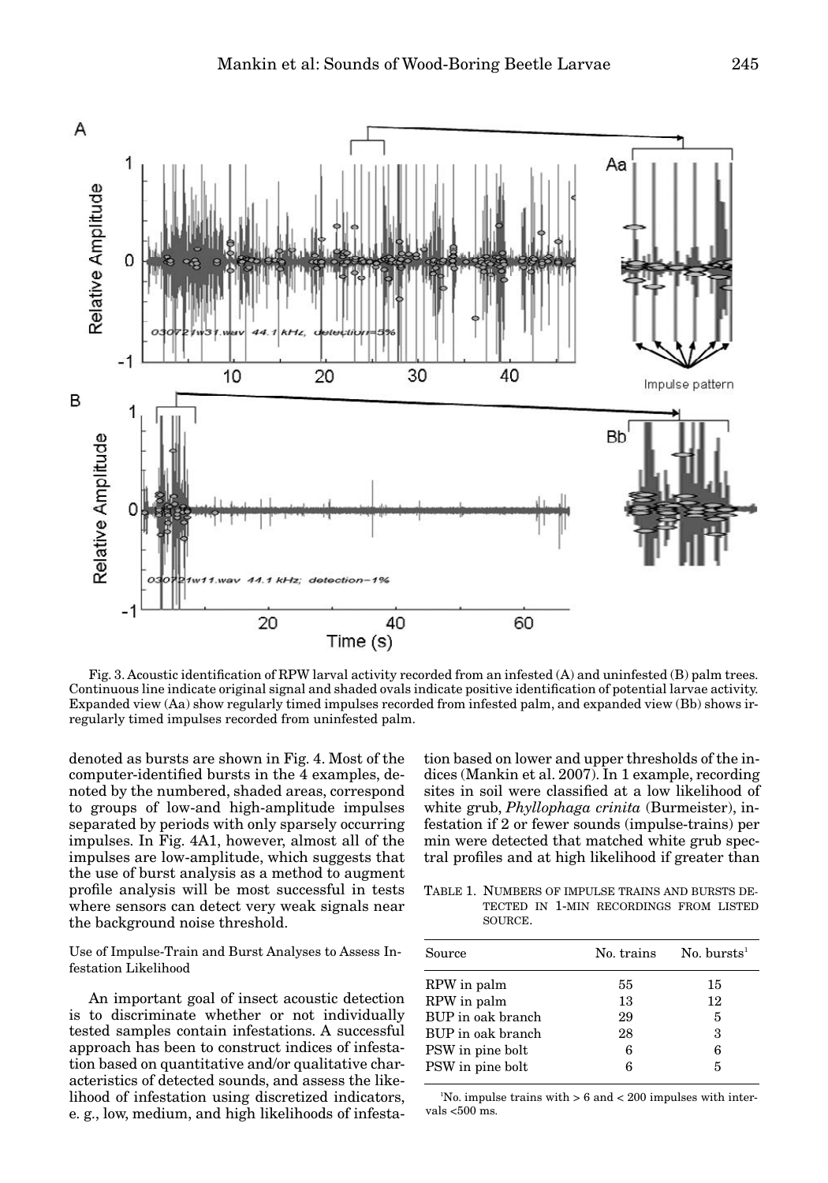Fig. 3. Acoustic identification of RPW larval activity recorded from an infested (A) and uninfested (B) palm trees. Continuous line indicate original signal and shaded ovals indicate positive identification of potential larvae activity. Expanded view (Aa) show regularly timed impulses recorded from infested palm, and expanded view (Bb) shows irregularly timed impulses recorded from uninfested palm.

denoted as bursts are shown in Fig. 4. Most of the computer-identified bursts in the 4 examples, denoted by the numbered, shaded areas, correspond to groups of low-and high-amplitude impulses separated by periods with only sparsely occurring impulses. In Fig. 4A1, however, almost all of the impulses are low-amplitude, which suggests that the use of burst analysis as a method to augment profile analysis will be most successful in tests where sensors can detect very weak signals near the background noise threshold.

Use of Impulse-Train and Burst Analyses to Assess Infestation Likelihood

An important goal of insect acoustic detection is to discriminate whether or not individually tested samples contain infestations. A successful approach has been to construct indices of infestation based on quantitative and/or qualitative characteristics of detected sounds, and assess the likelihood of infestation using discretized indicators, e. g., low, medium, and high likelihoods of infestation based on lower and upper thresholds of the indices (Mankin et al. 2007). In 1 example, recording sites in soil were classified at a low likelihood of white grub, *Phyllophaga crinita* (Burmeister), infestation if 2 or fewer sounds (impulse-trains) per min were detected that matched white grub spectral profiles and at high likelihood if greater than

TABLE 1. NUMBERS OF IMPULSE TRAINS AND BURSTS DETECTED IN 1-MIN RECORDINGS FROM LISTED SOURCE.

| Source | No. trains | No. bursts[1] |
|---|---|---|
| RPW in palm | 55 | 15 |
| RPW in palm | 13 | 12 |
| BUP in oak branch | 29 | 5 |
| BUP in oak branch | 28 | 3 |
| PSW in pine bolt | 6 | 6 |
| PSW in pine bolt | 6 | 5 |

[1]No. impulse trains with > 6 and < 200 impulses with intervals <500 ms.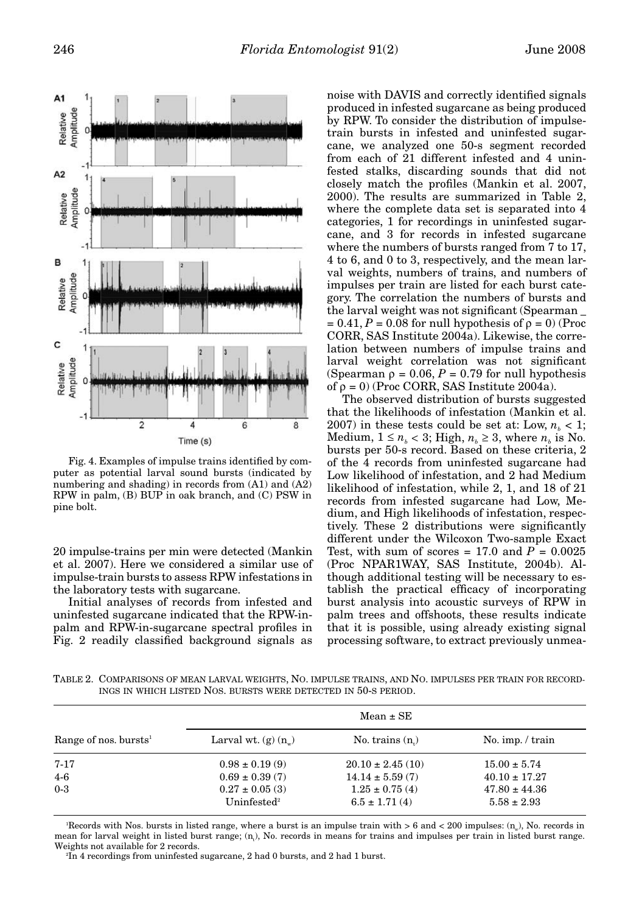Fig. 4. Examples of impulse trains identified by computer as potential larval sound bursts (indicated by numbering and shading) in records from (A1) and (A2) RPW in palm, (B) BUP in oak branch, and (C) PSW in pine bolt.

20 impulse-trains per min were detected (Mankin et al. 2007). Here we considered a similar use of impulse-train bursts to assess RPW infestations in the laboratory tests with sugarcane.

Initial analyses of records from infested and uninfested sugarcane indicated that the RPW-in-palm and RPW-in-sugarcane spectral profiles in Fig. 2 readily classified background signals as noise with DAVIS and correctly identified signals produced in infested sugarcane as being produced by RPW. To consider the distribution of impulse-train bursts in infested and uninfested sugarcane, we analyzed one 50-s segment recorded from each of 21 different infested and 4 uninfested stalks, discarding sounds that did not closely match the profiles (Mankin et al. 2007, 2000). The results are summarized in Table 2, where the complete data set is separated into 4 categories, 1 for recordings in uninfested sugarcane, and 3 for records in infested sugarcane where the numbers of bursts ranged from 7 to 17, 4 to 6, and 0 to 3, respectively, and the mean larval weights, numbers of trains, and numbers of impulses per train are listed for each burst category. The correlation the numbers of bursts and the larval weight was not significant (Spearman _ = 0.41, $P = 0.08$ for null hypothesis of $\rho = 0$) (Proc CORR, SAS Institute 2004a). Likewise, the correlation between numbers of impulse trains and larval weight correlation was not significant (Spearman $\rho = 0.06$, $P = 0.79$ for null hypothesis of $\rho = 0$) (Proc CORR, SAS Institute 2004a).

The observed distribution of bursts suggested that the likelihoods of infestation (Mankin et al. 2007) in these tests could be set at: Low, $n_b < 1$; Medium, $1 \leq n_b < 3$; High, $n_b \geq 3$, where $n_b$ is No. bursts per 50-s record. Based on these criteria, 2 of the 4 records from uninfested sugarcane had Low likelihood of infestation, and 2 had Medium likelihood of infestation, while 2, 1, and 18 of 21 records from infested sugarcane had Low, Medium, and High likelihoods of infestation, respectively. These 2 distributions were significantly different under the Wilcoxon Two-sample Exact Test, with sum of scores = 17.0 and $P = 0.0025$ (Proc NPAR1WAY, SAS Institute, 2004b). Although additional testing will be necessary to establish the practical efficacy of incorporating burst analysis into acoustic surveys of RPW in palm trees and offshoots, these results indicate that it is possible, using already existing signal processing software, to extract previously unmea-

TABLE 2. COMPARISONS OF MEAN LARVAL WEIGHTS, NO. IMPULSE TRAINS, AND NO. IMPULSES PER TRAIN FOR RECORDINGS IN WHICH LISTED NOS. BURSTS WERE DETECTED IN 50-S PERIOD.

| Range of nos. bursts[1] | Mean ± SE | | |
|---|---|---|---|
| | Larval wt. (g) ($n_w$) | No. trains ($n_t$) | No. imp. / train |
| 7-17 | 0.98 ± 0.19 (9) | 20.10 ± 2.45 (10) | 15.00 ± 5.74 |
| 4-6 | 0.69 ± 0.39 (7) | 14.14 ± 5.59 (7) | 40.10 ± 17.27 |
| 0-3 | 0.27 ± 0.05 (3) | 1.25 ± 0.75 (4) | 47.80 ± 44.36 |
| | Uninfested[2] | 6.5 ± 1.71 (4) | 5.58 ± 2.93 |

[1]Records with Nos. bursts in listed range, where a burst is an impulse train with > 6 and < 200 impulses: ($n_w$), No. records in mean for larval weight in listed burst range; ($n_t$), No. records in means for trains and impulses per train in listed burst range. Weights not available for 2 records.

[2]In 4 recordings from uninfested sugarcane, 2 had 0 bursts, and 2 had 1 burst.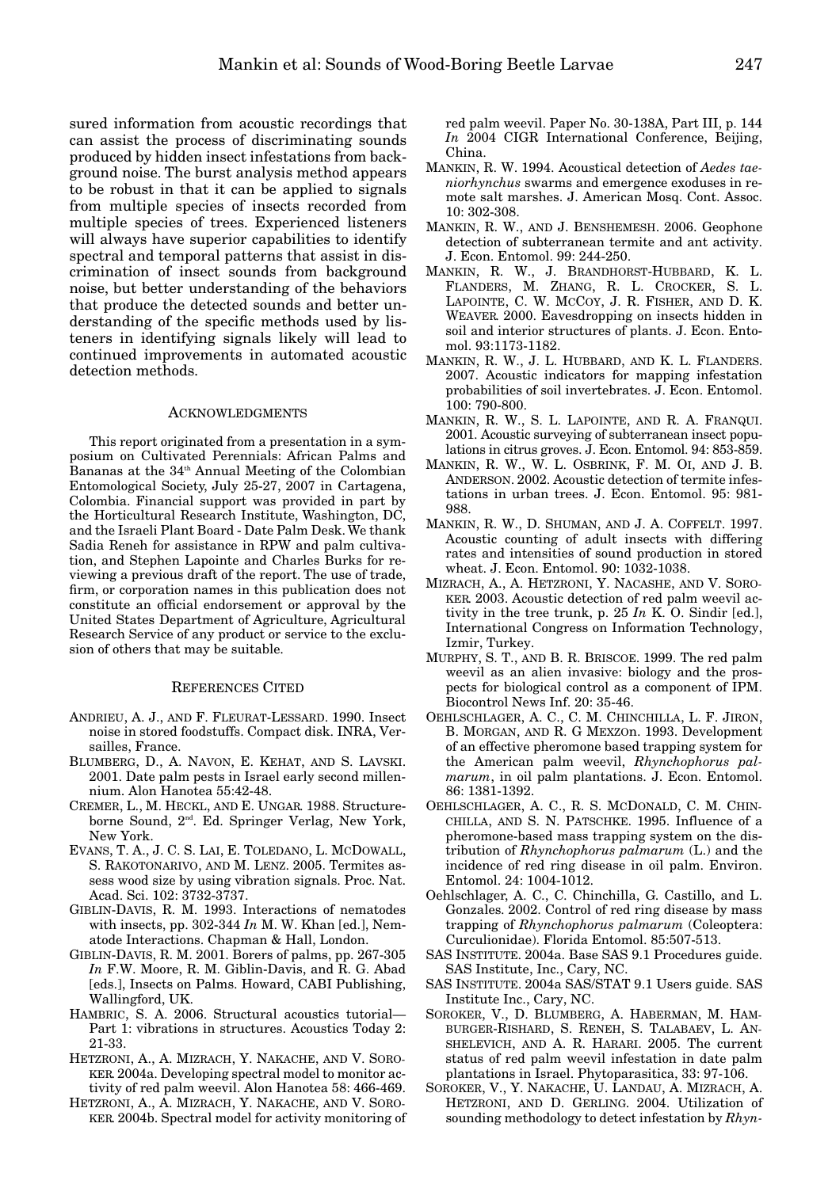sured information from acoustic recordings that can assist the process of discriminating sounds produced by hidden insect infestations from background noise. The burst analysis method appears to be robust in that it can be applied to signals from multiple species of insects recorded from multiple species of trees. Experienced listeners will always have superior capabilities to identify spectral and temporal patterns that assist in discrimination of insect sounds from background noise, but better understanding of the behaviors that produce the detected sounds and better understanding of the specific methods used by listeners in identifying signals likely will lead to continued improvements in automated acoustic detection methods.

## Acknowledgments

This report originated from a presentation in a symposium on Cultivated Perennials: African Palms and Bananas at the 34th Annual Meeting of the Colombian Entomological Society, July 25-27, 2007 in Cartagena, Colombia. Financial support was provided in part by the Horticultural Research Institute, Washington, DC, and the Israeli Plant Board - Date Palm Desk. We thank Sadia Reneh for assistance in RPW and palm cultivation, and Stephen Lapointe and Charles Burks for reviewing a previous draft of the report. The use of trade, firm, or corporation names in this publication does not constitute an official endorsement or approval by the United States Department of Agriculture, Agricultural Research Service of any product or service to the exclusion of others that may be suitable.

## References Cited

Andrieu, A. J., and F. Fleurat-Lessard. 1990. Insect noise in stored foodstuffs. Compact disk. INRA, Versailles, France.

Blumberg, D., A. Navon, E. Kehat, and S. Lavski. 2001. Date palm pests in Israel early second millennium. Alon Hanotea 55:42-48.

Cremer, L., M. Heckl, and E. Ungar. 1988. Structure-borne Sound, 2nd. Ed. Springer Verlag, New York, New York.

Evans, T. A., J. C. S. Lai, E. Toledano, L. McDowall, S. Rakotonarivo, and M. Lenz. 2005. Termites assess wood size by using vibration signals. Proc. Nat. Acad. Sci. 102: 3732-3737.

Giblin-Davis, R. M. 1993. Interactions of nematodes with insects, pp. 302-344 *In* M. W. Khan [ed.], Nematode Interactions. Chapman & Hall, London.

Giblin-Davis, R. M. 2001. Borers of palms, pp. 267-305 *In* F.W. Moore, R. M. Giblin-Davis, and R. G. Abad [eds.], Insects on Palms. Howard, CABI Publishing, Wallingford, UK.

Hambric, S. A. 2006. Structural acoustics tutorial—Part 1: vibrations in structures. Acoustics Today 2: 21-33.

Hetzroni, A., A. Mizrach, Y. Nakache, and V. Soroker. 2004a. Developing spectral model to monitor activity of red palm weevil. Alon Hanotea 58: 466-469.

Hetzroni, A., A. Mizrach, Y. Nakache, and V. Soroker. 2004b. Spectral model for activity monitoring of red palm weevil. Paper No. 30-138A, Part III, p. 144 *In* 2004 CIGR International Conference, Beijing, China.

Mankin, R. W. 1994. Acoustical detection of *Aedes taeniorhynchus* swarms and emergence exoduses in remote salt marshes. J. American Mosq. Cont. Assoc. 10: 302-308.

Mankin, R. W., and J. Benshemesh. 2006. Geophone detection of subterranean termite and ant activity. J. Econ. Entomol. 99: 244-250.

Mankin, R. W., J. Brandhorst-Hubbard, K. L. Flanders, M. Zhang, R. L. Crocker, S. L. Lapointe, C. W. McCoy, J. R. Fisher, and D. K. Weaver. 2000. Eavesdropping on insects hidden in soil and interior structures of plants. J. Econ. Entomol. 93:1173-1182.

Mankin, R. W., J. L. Hubbard, and K. L. Flanders. 2007. Acoustic indicators for mapping infestation probabilities of soil invertebrates. J. Econ. Entomol. 100: 790-800.

Mankin, R. W., S. L. Lapointe, and R. A. Franqui. 2001. Acoustic surveying of subterranean insect populations in citrus groves. J. Econ. Entomol. 94: 853-859.

Mankin, R. W., W. L. Osbrink, F. M. Oi, and J. B. Anderson. 2002. Acoustic detection of termite infestations in urban trees. J. Econ. Entomol. 95: 981-988.

Mankin, R. W., D. Shuman, and J. A. Coffelt. 1997. Acoustic counting of adult insects with differing rates and intensities of sound production in stored wheat. J. Econ. Entomol. 90: 1032-1038.

Mizrach, A., A. Hetzroni, Y. Nacashe, and V. Soroker. 2003. Acoustic detection of red palm weevil activity in the tree trunk, p. 25 *In* K. O. Sindir [ed.], International Congress on Information Technology, Izmir, Turkey.

Murphy, S. T., and B. R. Briscoe. 1999. The red palm weevil as an alien invasive: biology and the prospects for biological control as a component of IPM. Biocontrol News Inf. 20: 35-46.

Oehlschlager, A. C., C. M. Chinchilla, L. F. Jiron, B. Morgan, and R. G Mexzon. 1993. Development of an effective pheromone based trapping system for the American palm weevil, *Rhynchophorus palmarum*, in oil palm plantations. J. Econ. Entomol. 86: 1381-1392.

Oehlschlager, A. C., R. S. McDonald, C. M. Chinchilla, and S. N. Patschke. 1995. Influence of a pheromone-based mass trapping system on the distribution of *Rhynchophorus palmarum* (L.) and the incidence of red ring disease in oil palm. Environ. Entomol. 24: 1004-1012.

Oehlschlager, A. C., C. Chinchilla, G. Castillo, and L. Gonzales. 2002. Control of red ring disease by mass trapping of *Rhynchophorus palmarum* (Coleoptera: Curculionidae). Florida Entomol. 85:507-513.

SAS Institute. 2004a. Base SAS 9.1 Procedures guide. SAS Institute, Inc., Cary, NC.

SAS Institute. 2004a SAS/STAT 9.1 Users guide. SAS Institute Inc., Cary, NC.

Soroker, V., D. Blumberg, A. Haberman, M. Hamburger-Rishard, S. Reneh, S. Talabaev, L. Anshelevich, and A. R. Harari. 2005. The current status of red palm weevil infestation in date palm plantations in Israel. Phytoparasitica, 33: 97-106.

Soroker, V., Y. Nakache, U. Landau, A. Mizrach, A. Hetzroni, and D. Gerling. 2004. Utilization of sounding methodology to detect infestation by *Rhyn-*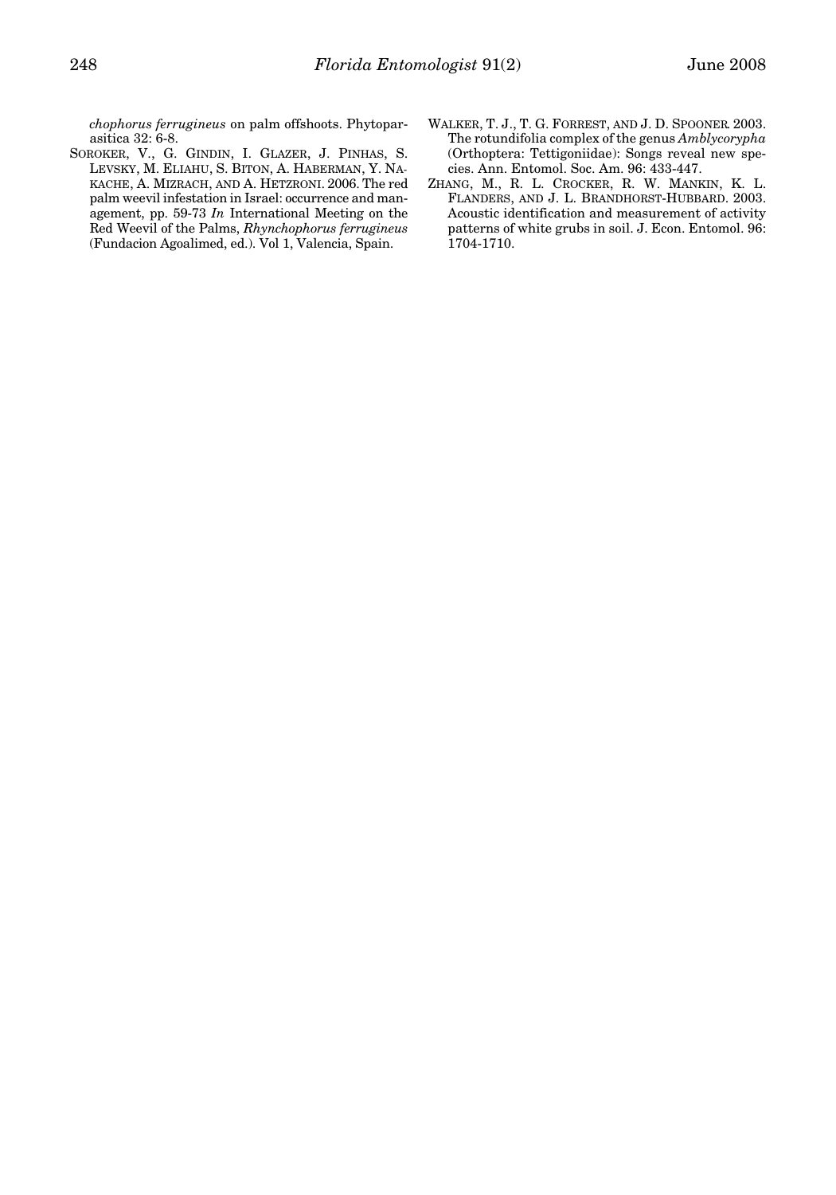*chophorus ferrugineus* on palm offshoots. Phytoparasitica 32: 6-8.

SOROKER, V., G. GINDIN, I. GLAZER, J. PINHAS, S. LEVSKY, M. ELIAHU, S. BITON, A. HABERMAN, Y. NAKACHE, A. MIZRACH, AND A. HETZRONI. 2006. The red palm weevil infestation in Israel: occurrence and management, pp. 59-73 *In* International Meeting on the Red Weevil of the Palms, *Rhynchophorus ferrugineus* (Fundacion Agoalimed, ed.). Vol 1, Valencia, Spain.

WALKER, T. J., T. G. FORREST, AND J. D. SPOONER. 2003. The rotundifolia complex of the genus *Amblycorypha* (Orthoptera: Tettigoniidae): Songs reveal new species. Ann. Entomol. Soc. Am. 96: 433-447.

ZHANG, M., R. L. CROCKER, R. W. MANKIN, K. L. FLANDERS, AND J. L. BRANDHORST-HUBBARD. 2003. Acoustic identification and measurement of activity patterns of white grubs in soil. J. Econ. Entomol. 96: 1704-1710.